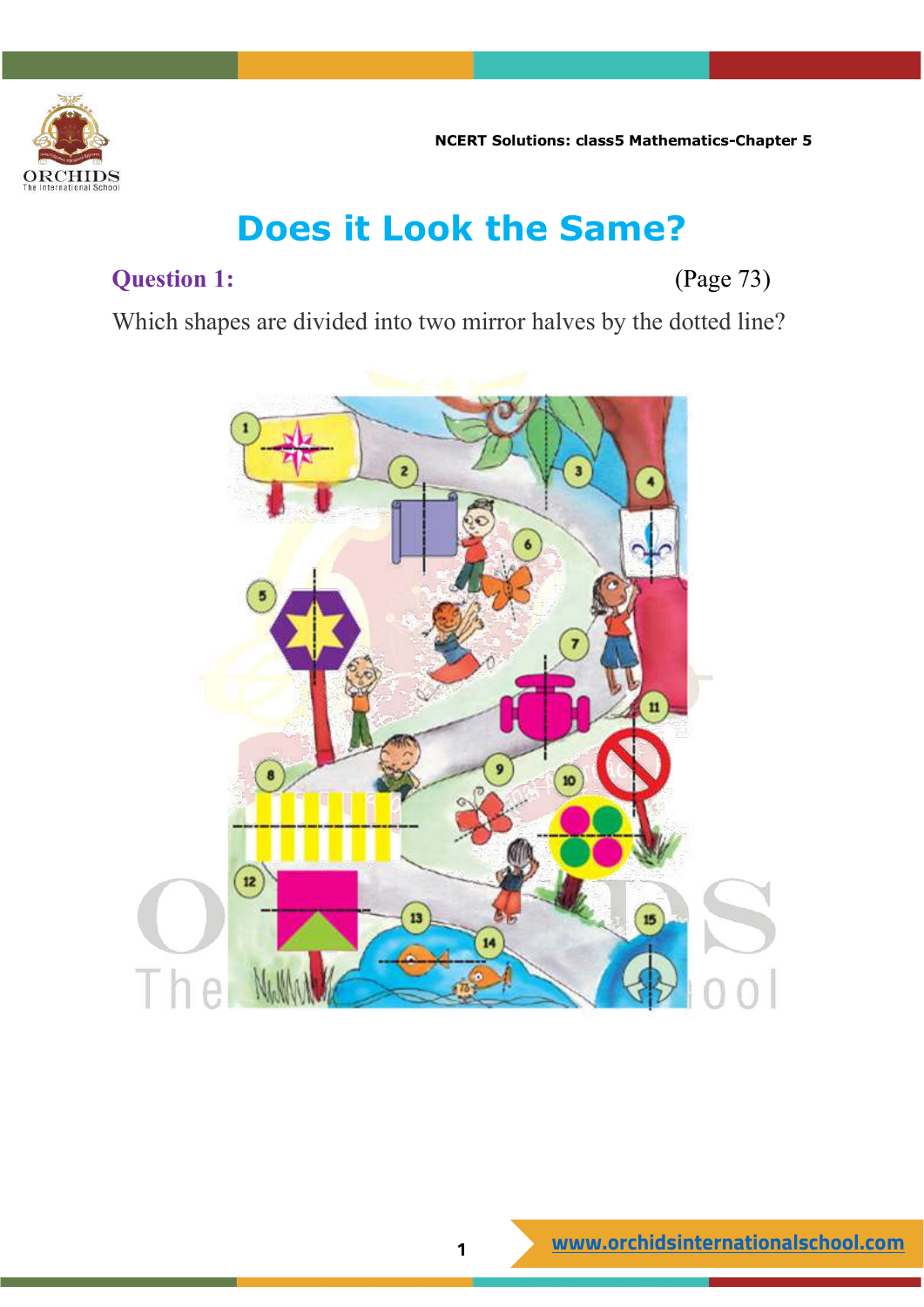# Does it Look the Same?

**Question 1:** (Page 73)

Which shapes are divided into two mirror halves by the dotted line?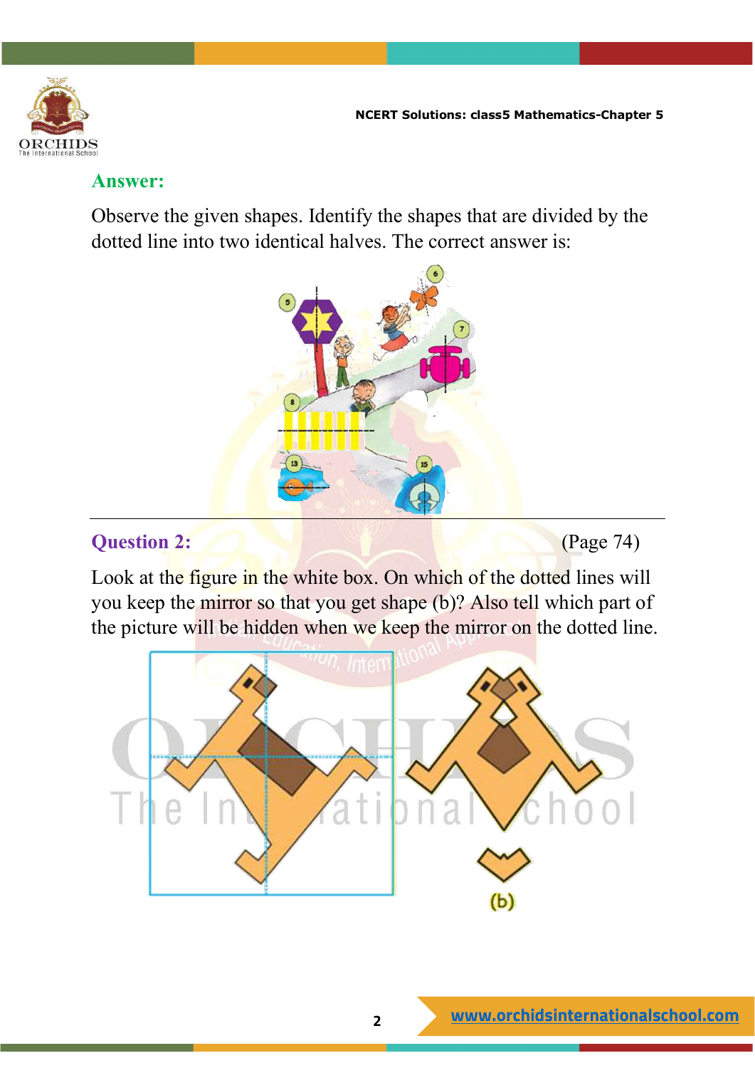**Answer:**

Observe the given shapes. Identify the shapes that are divided by the dotted line into two identical halves. The correct answer is:

---

**Question 2:** (Page 74)

Look at the figure in the white box. On which of the dotted lines will you keep the mirror so that you get shape (b)? Also tell which part of the picture will be hidden when we keep the mirror on the dotted line.

(b)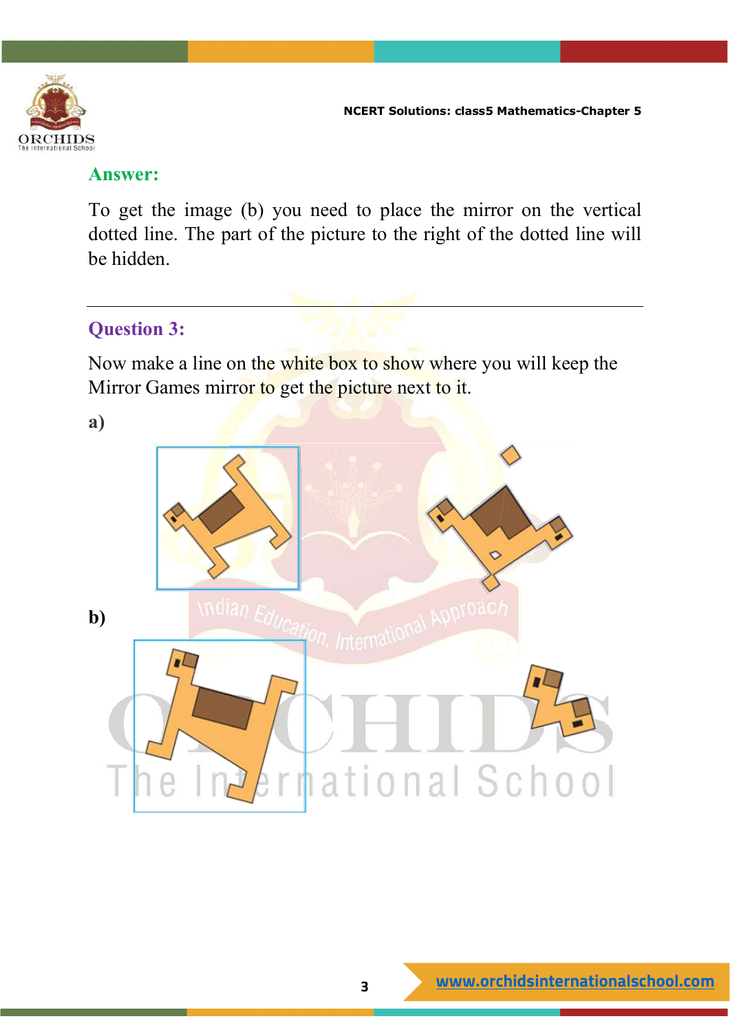## Answer:

To get the image (b) you need to place the mirror on the vertical dotted line. The part of the picture to the right of the dotted line will be hidden.

---

## Question 3:

Now make a line on the white box to show where you will keep the Mirror Games mirror to get the picture next to it.

**a)**

**b)**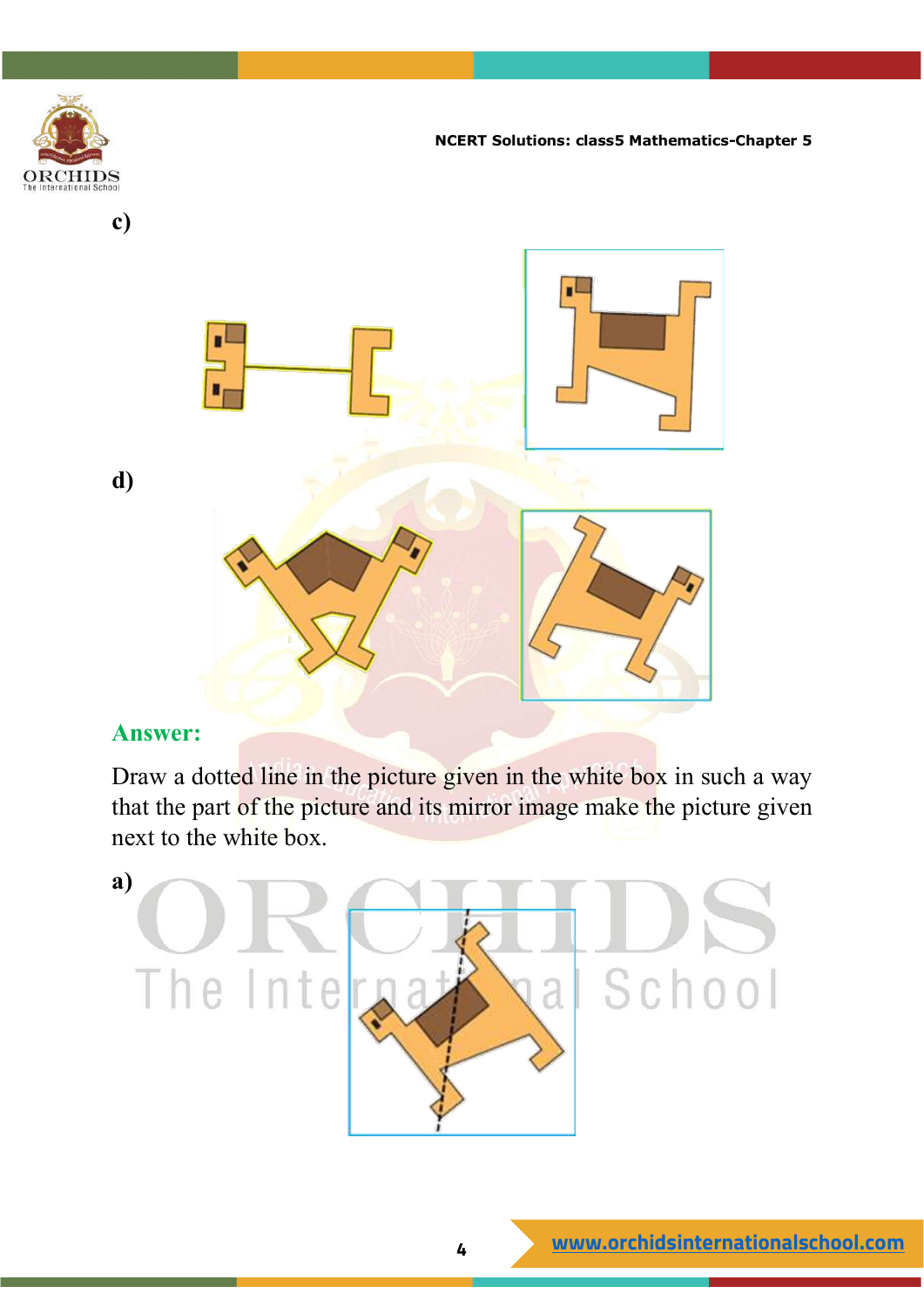c)

d)

**Answer:**

Draw a dotted line in the picture given in the white box in such a way that the part of the picture and its mirror image make the picture given next to the white box.

a)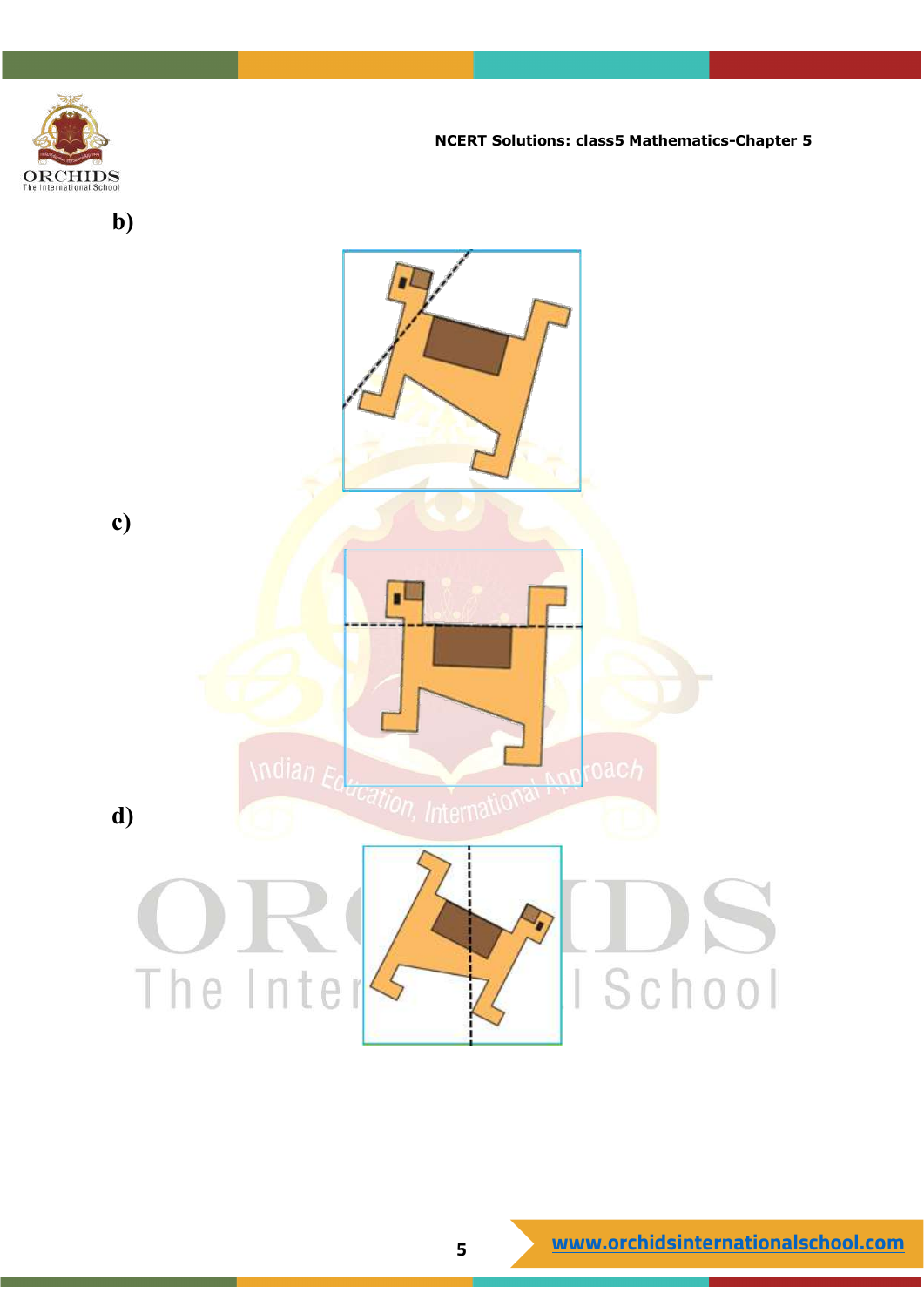b)

c)

d)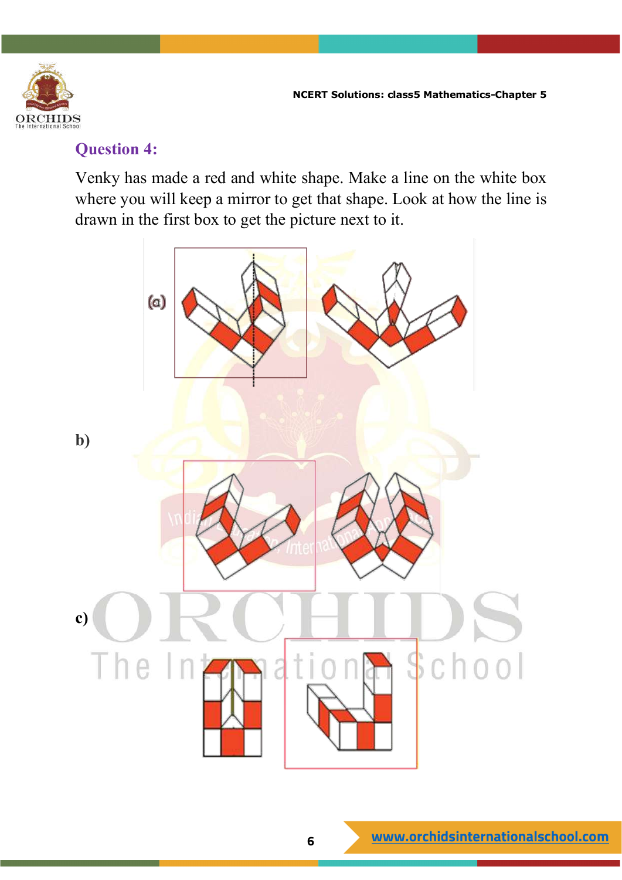## Question 4:

Venky has made a red and white shape. Make a line on the white box where you will keep a mirror to get that shape. Look at how the line is drawn in the first box to get the picture next to it.

(a)

b)

c)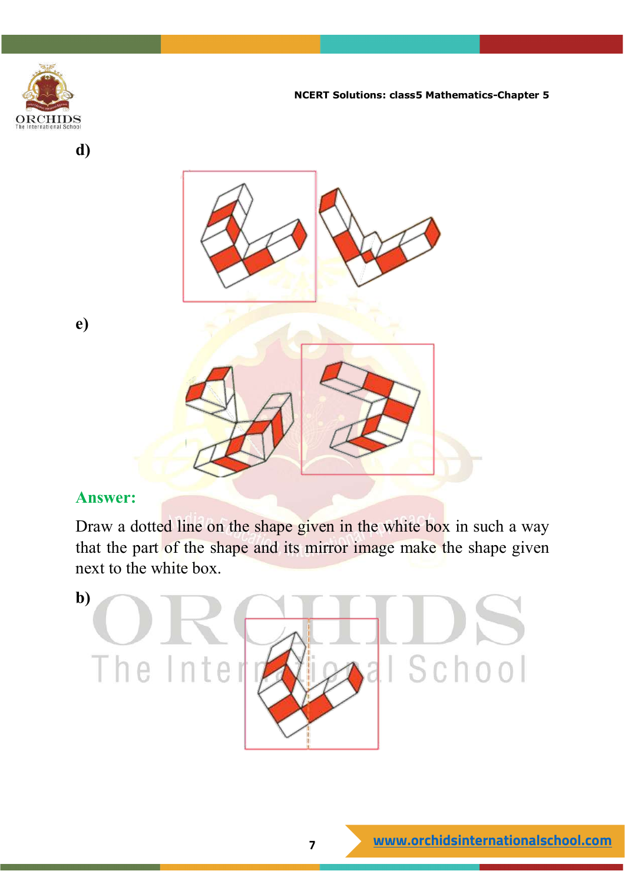d)

e)

**Answer:**

Draw a dotted line on the shape given in the white box in such a way that the part of the shape and its mirror image make the shape given next to the white box.

b)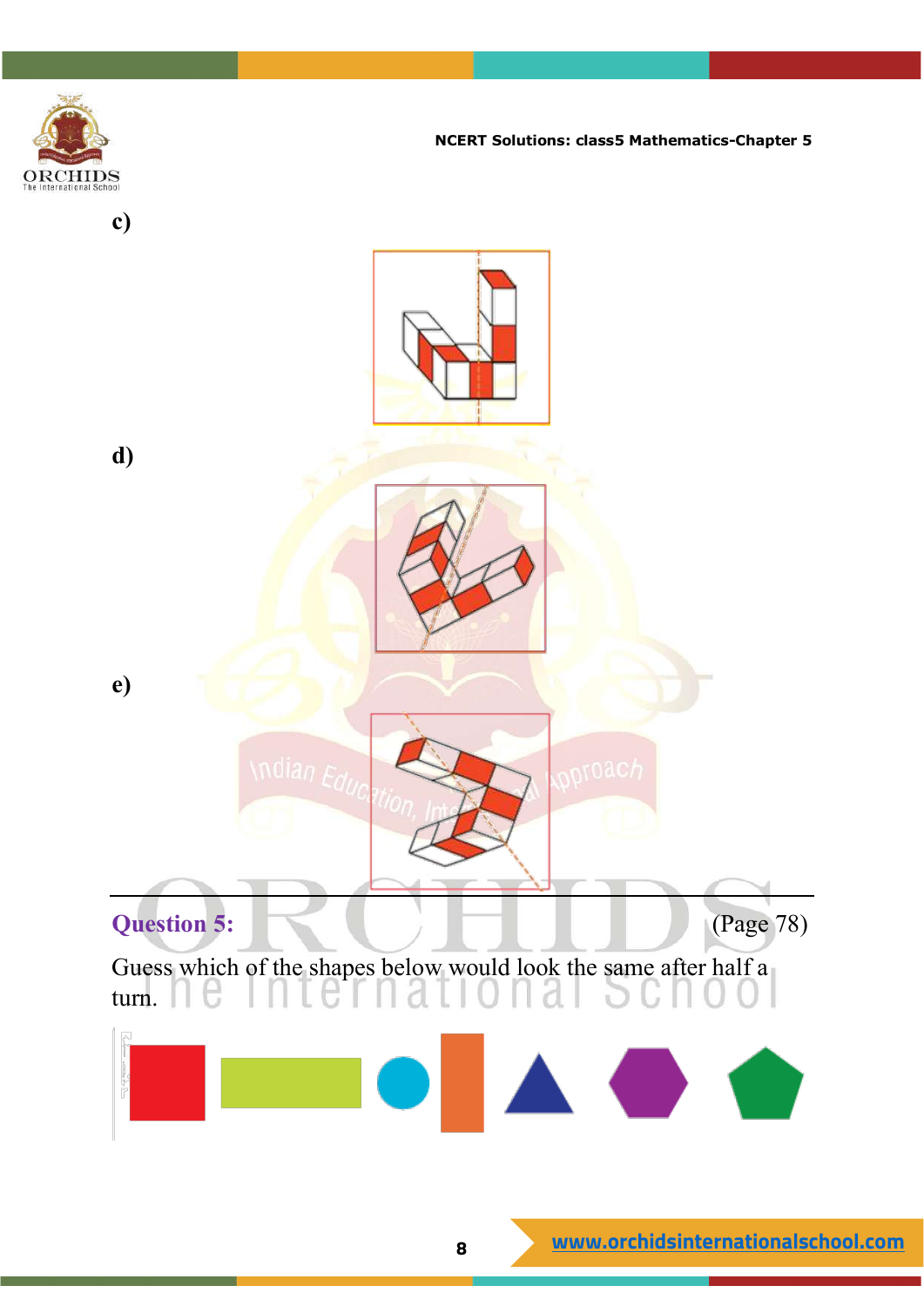c)

d)

e)

---

**Question 5:** (Page 78)

Guess which of the shapes below would look the same after half a turn.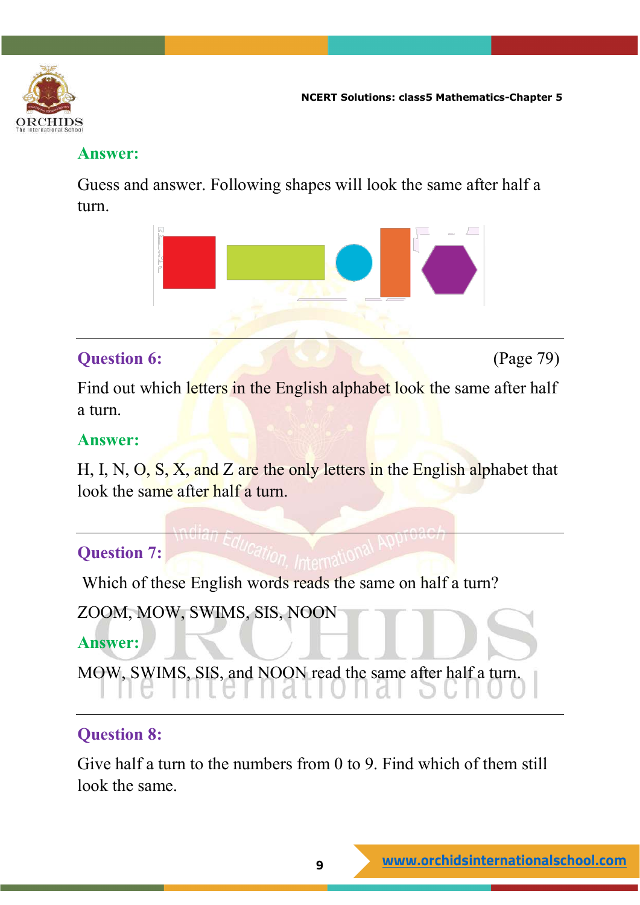**Answer:**

Guess and answer. Following shapes will look the same after half a turn.

---

**Question 6:** (Page 79)

Find out which letters in the English alphabet look the same after half a turn.

**Answer:**

H, I, N, O, S, X, and Z are the only letters in the English alphabet that look the same after half a turn.

---

**Question 7:**

Which of these English words reads the same on half a turn?

ZOOM, MOW, SWIMS, SIS, NOON

**Answer:**

MOW, SWIMS, SIS, and NOON read the same after half a turn.

---

**Question 8:**

Give half a turn to the numbers from 0 to 9. Find which of them still look the same.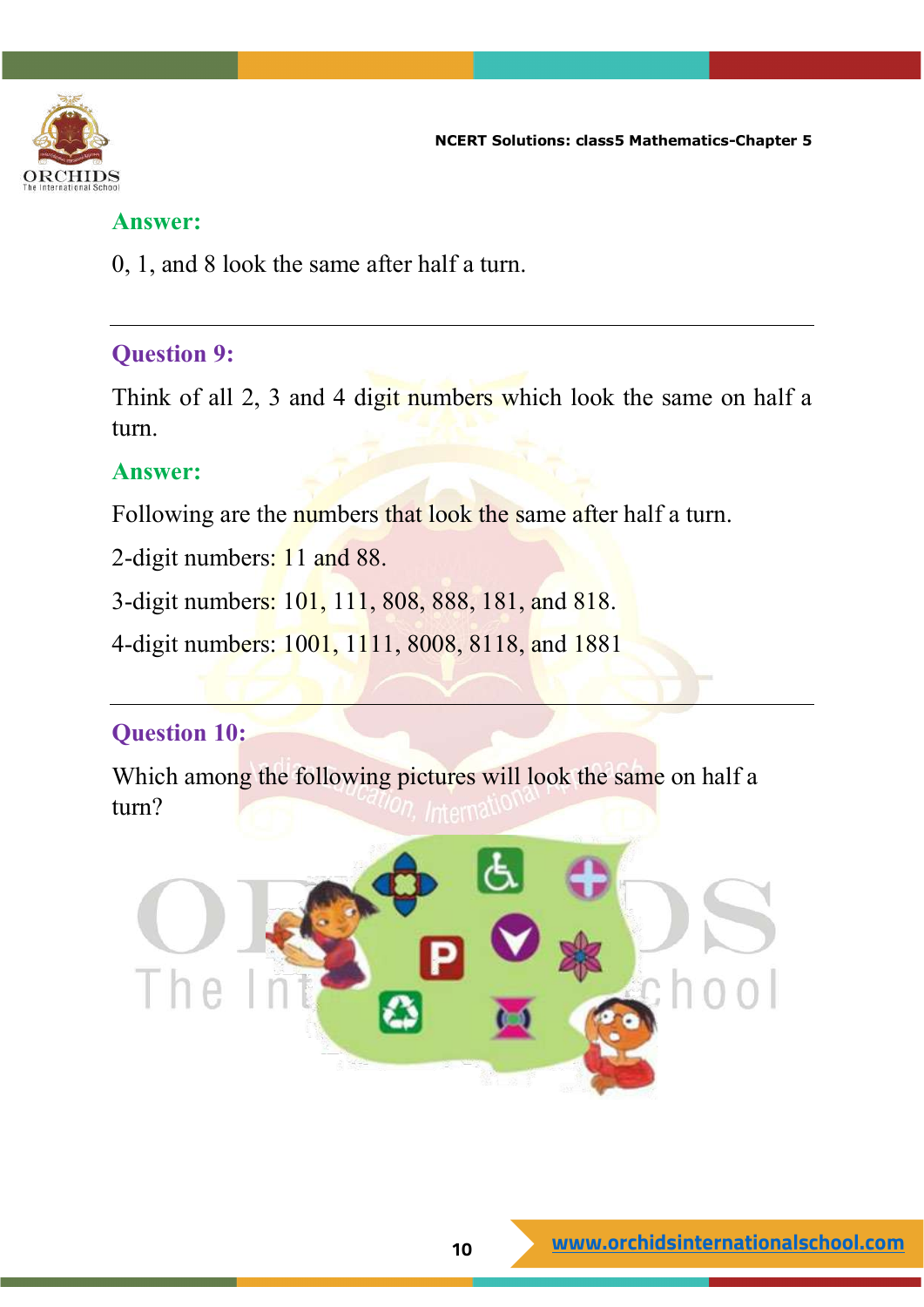**Answer:**

0, 1, and 8 look the same after half a turn.

---

### Question 9:

Think of all 2, 3 and 4 digit numbers which look the same on half a turn.

**Answer:**

Following are the numbers that look the same after half a turn.

2-digit numbers: 11 and 88.

3-digit numbers: 101, 111, 808, 888, 181, and 818.

4-digit numbers: 1001, 1111, 8008, 8118, and 1881

---

### Question 10:

Which among the following pictures will look the same on half a turn?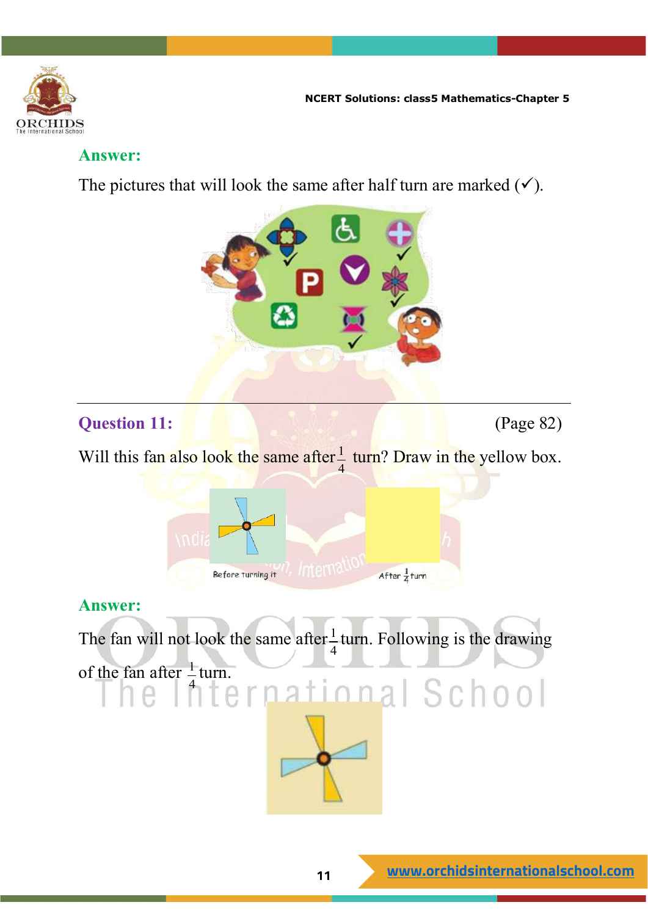**Answer:**

The pictures that will look the same after half turn are marked (✓).

---

**Question 11:** (Page 82)

Will this fan also look the same after $\frac{1}{4}$ turn? Draw in the yellow box.

Before turning it

After $\frac{1}{4}$ turn

**Answer:**

The fan will not look the same after $\frac{1}{4}$ turn. Following is the drawing of the fan after $\frac{1}{4}$ turn.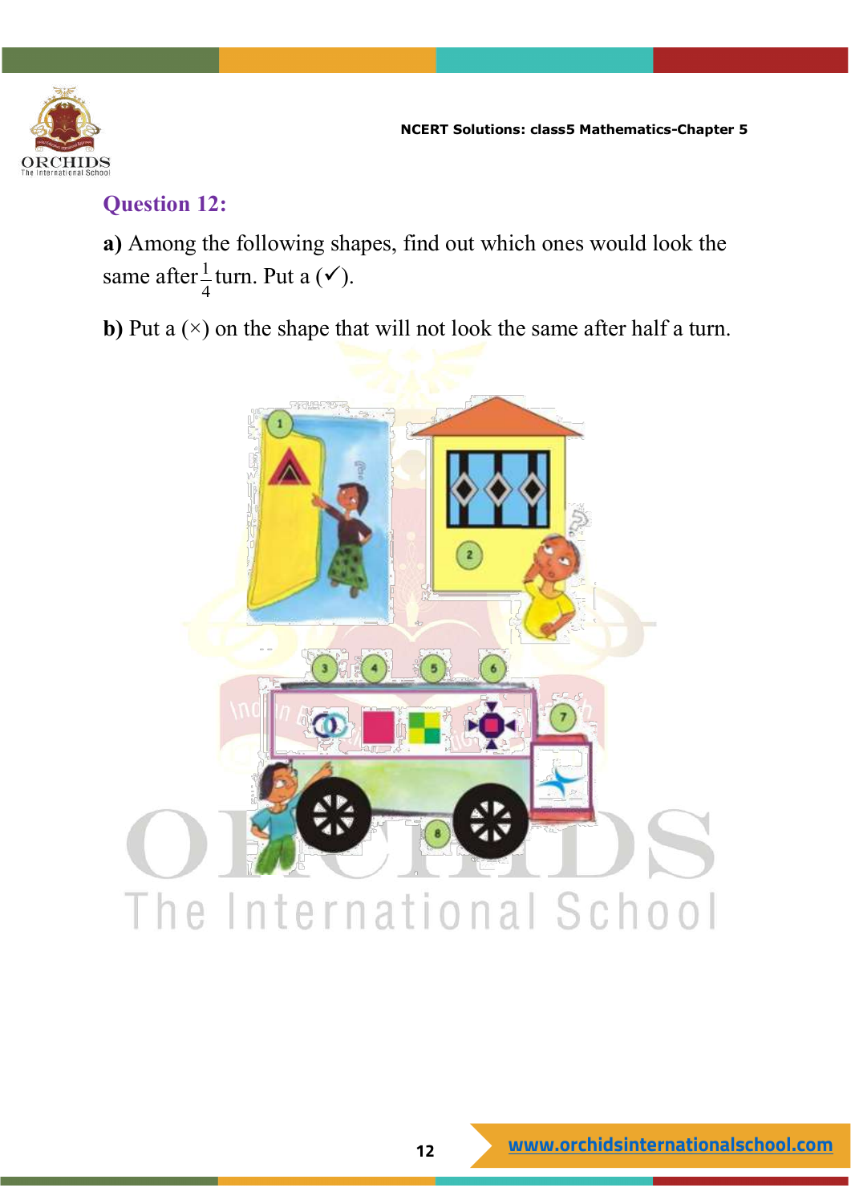## Question 12:

**a)** Among the following shapes, find out which ones would look the same after $\frac{1}{4}$ turn. Put a (✓).

**b)** Put a (×) on the shape that will not look the same after half a turn.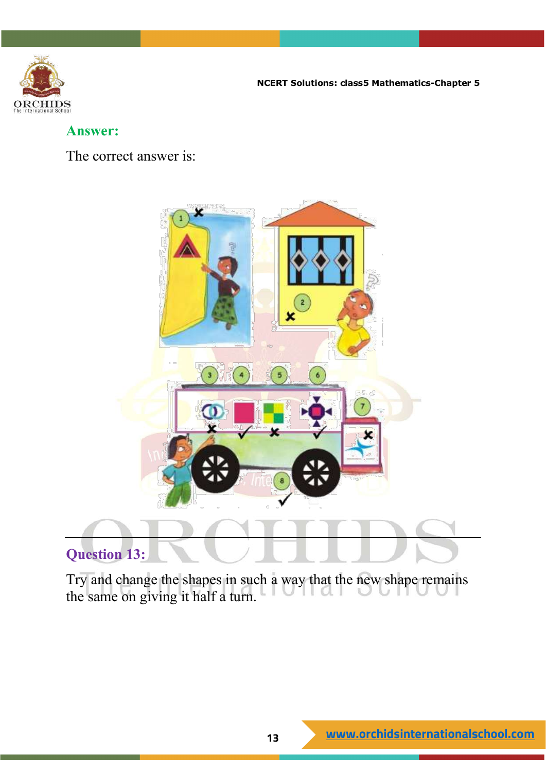**Answer:**

The correct answer is:

---

**Question 13:**

Try and change the shapes in such a way that the new shape remains the same on giving it half a turn.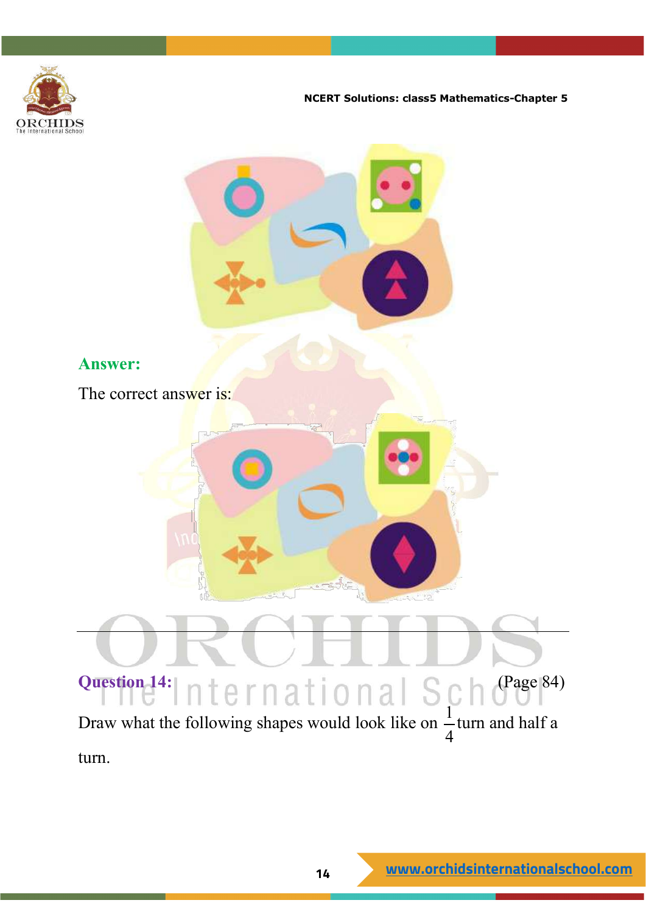**Answer:**

The correct answer is:

---

**Question 14:** (Page 84)

Draw what the following shapes would look like on $\frac{1}{4}$ turn and half a turn.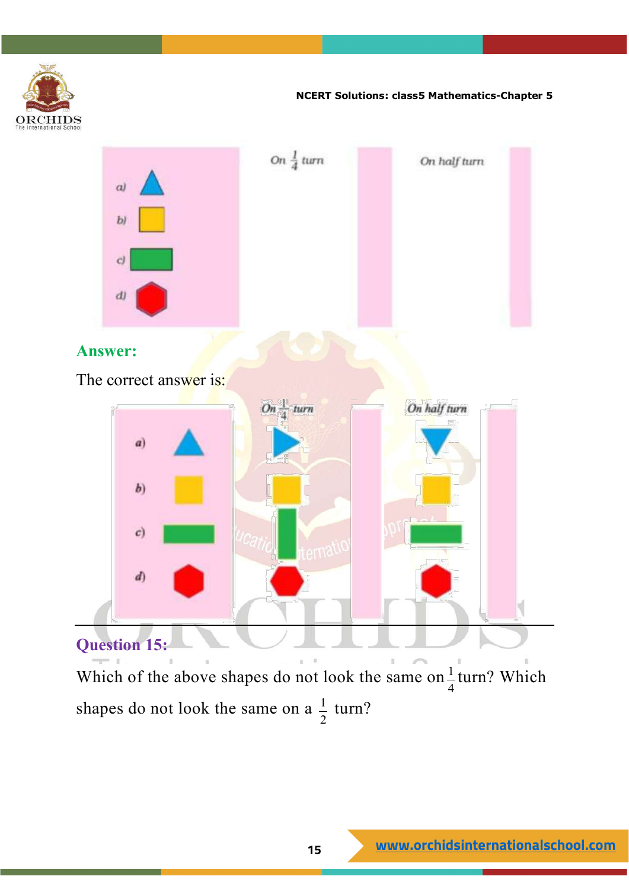| | On $\frac{1}{4}$ turn | On half turn |
|---|---|---|
| a) | | |
| b) | | |
| c) | | |
| d) | | |

**Answer:**

The correct answer is:

| | On $\frac{1}{4}$ turn | On half turn |
|---|---|---|
| a) | | |
| b) | | |
| c) | | |
| d) | | |

## Question 15:

Which of the above shapes do not look the same on $\frac{1}{4}$ turn? Which shapes do not look the same on a $\frac{1}{2}$ turn?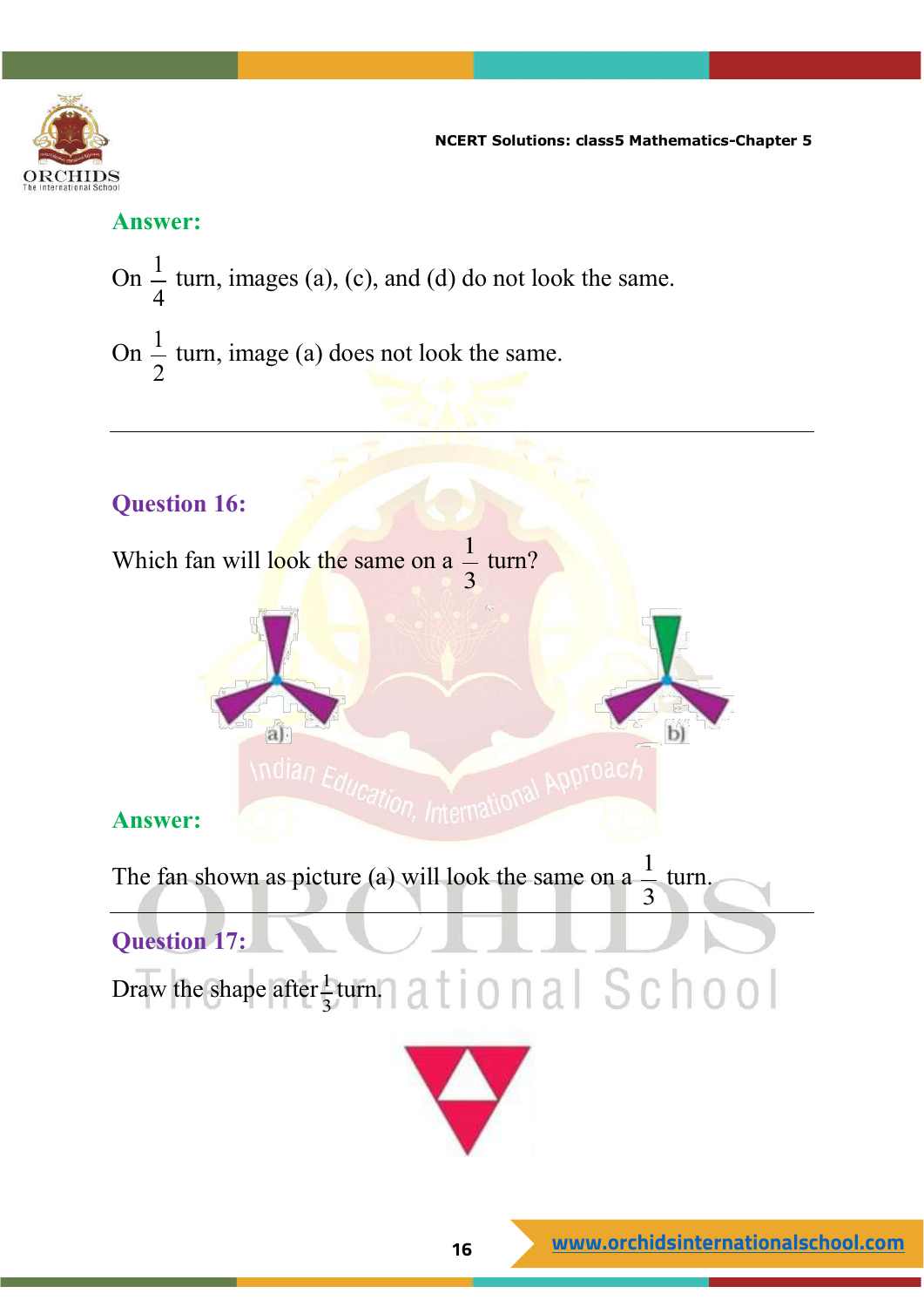**Answer:**

On $\frac{1}{4}$ turn, images (a), (c), and (d) do not look the same.

On $\frac{1}{2}$ turn, image (a) does not look the same.

---

**Question 16:**

Which fan will look the same on a $\frac{1}{3}$ turn?

a) b)

**Answer:**

The fan shown as picture (a) will look the same on a $\frac{1}{3}$ turn.

---

**Question 17:**

Draw the shape after $\frac{1}{3}$ turn.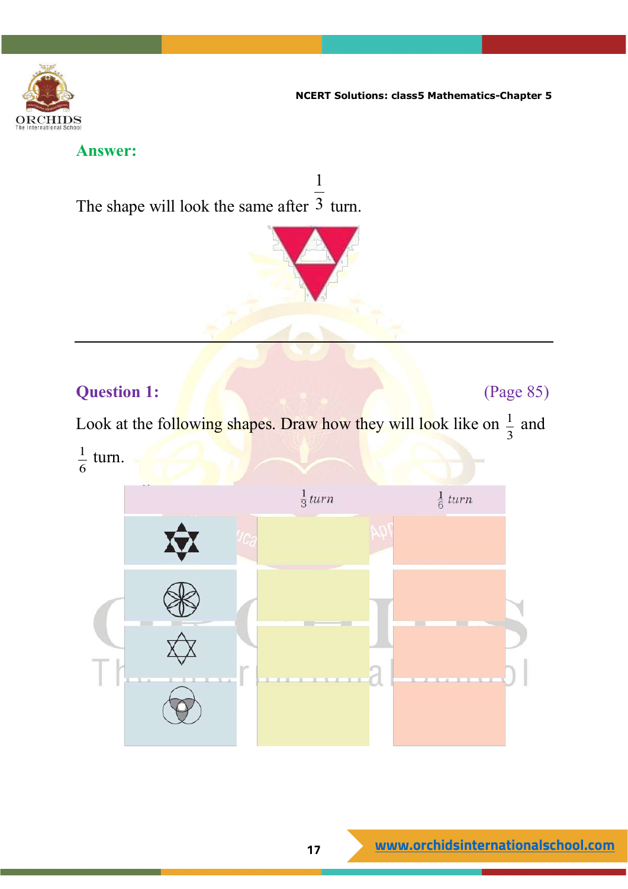**Answer:**

The shape will look the same after $\frac{1}{3}$ turn.

---

**Question 1:** (Page 85)

Look at the following shapes. Draw how they will look like on $\frac{1}{3}$ and $\frac{1}{6}$ turn.

| | $\frac{1}{3}$ *turn* | $\frac{1}{6}$ *turn* |
|---|---|---|
| | | |
| | | |
| | | |
| | | |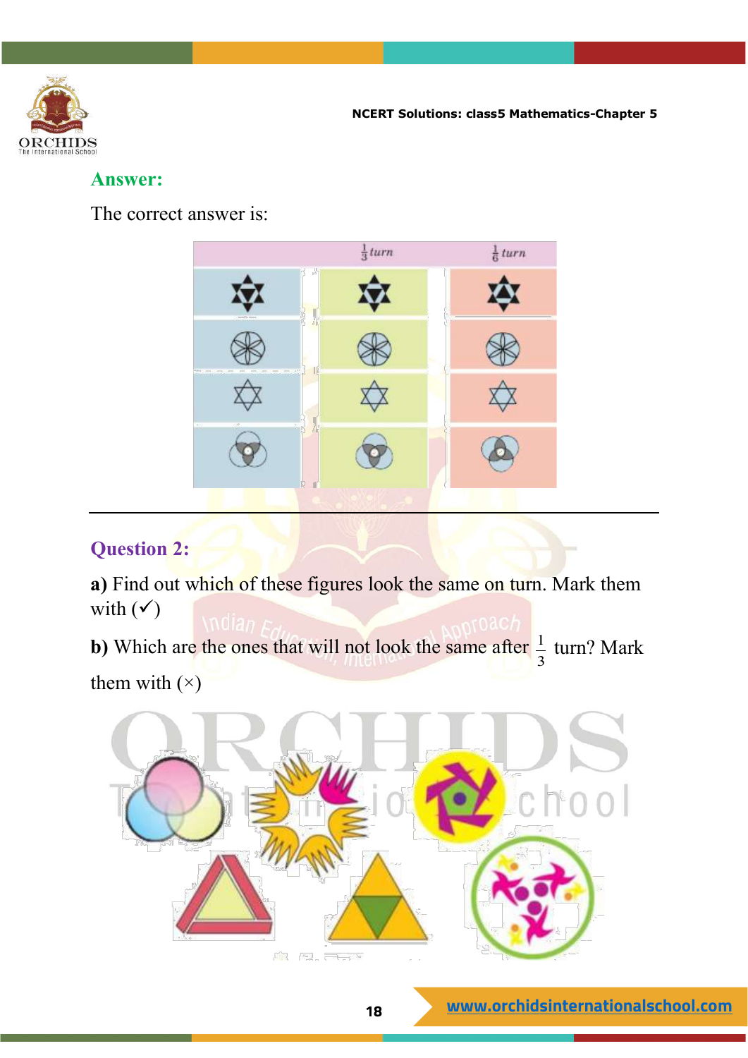## Answer:

The correct answer is:

| | $\frac{1}{3}$ turn | $\frac{1}{6}$ turn |
|---|---|---|
| | | |
| | | |
| | | |
| | | |

## Question 2:

**a)** Find out which of these figures look the same on turn. Mark them with (✓)

**b)** Which are the ones that will not look the same after $\frac{1}{3}$ turn? Mark them with (×)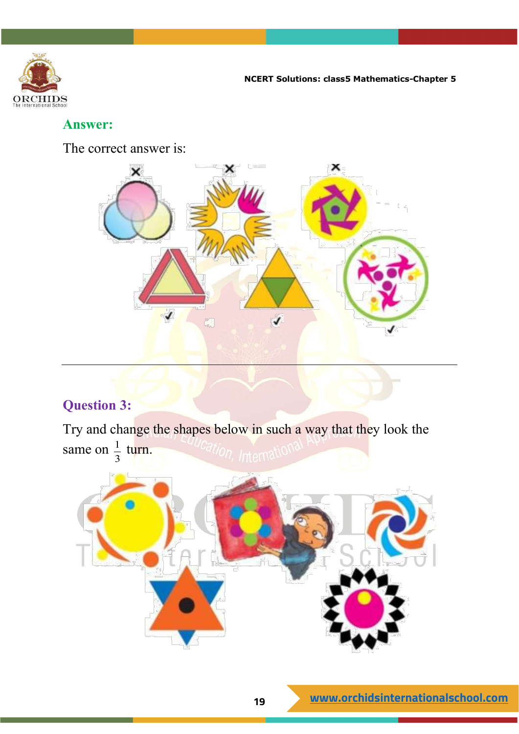**Answer:**

The correct answer is:

---

**Question 3:**

Try and change the shapes below in such a way that they look the same on $\frac{1}{3}$ turn.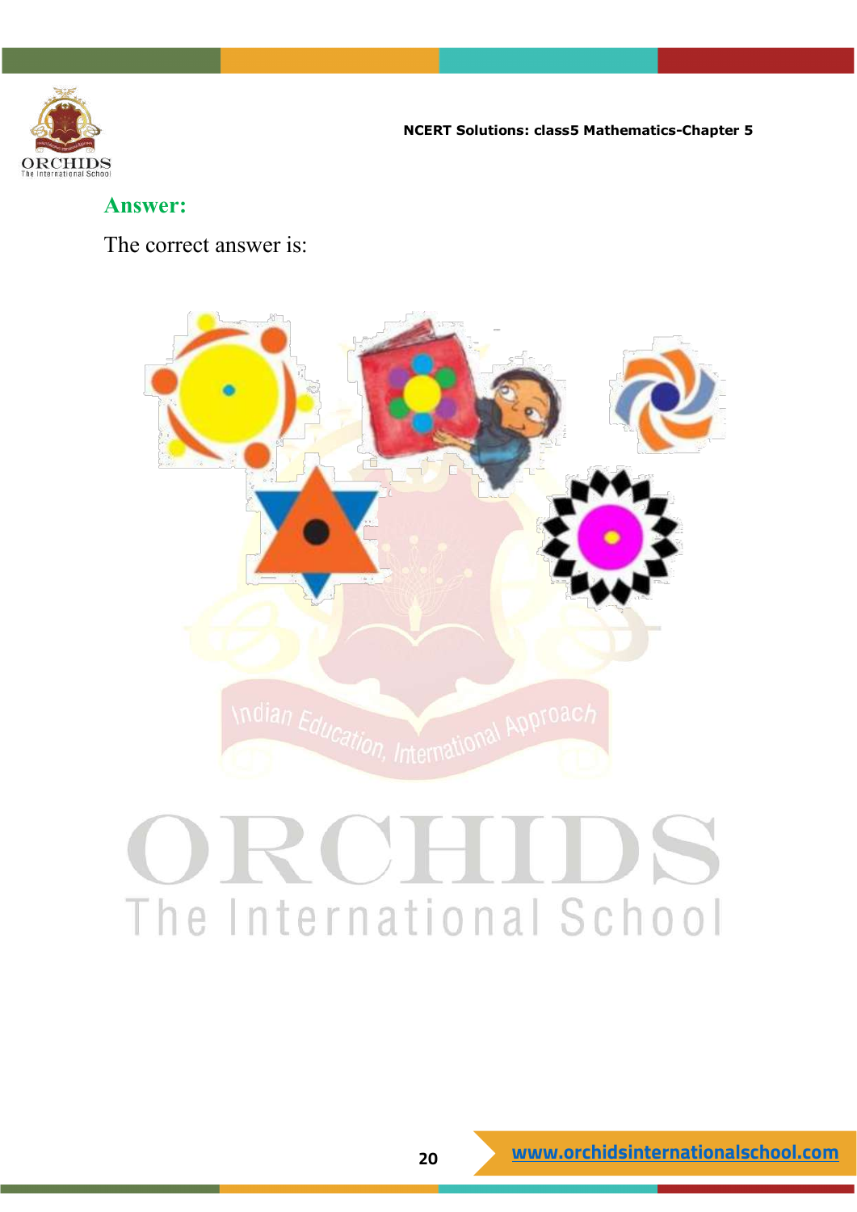**Answer:**

The correct answer is: